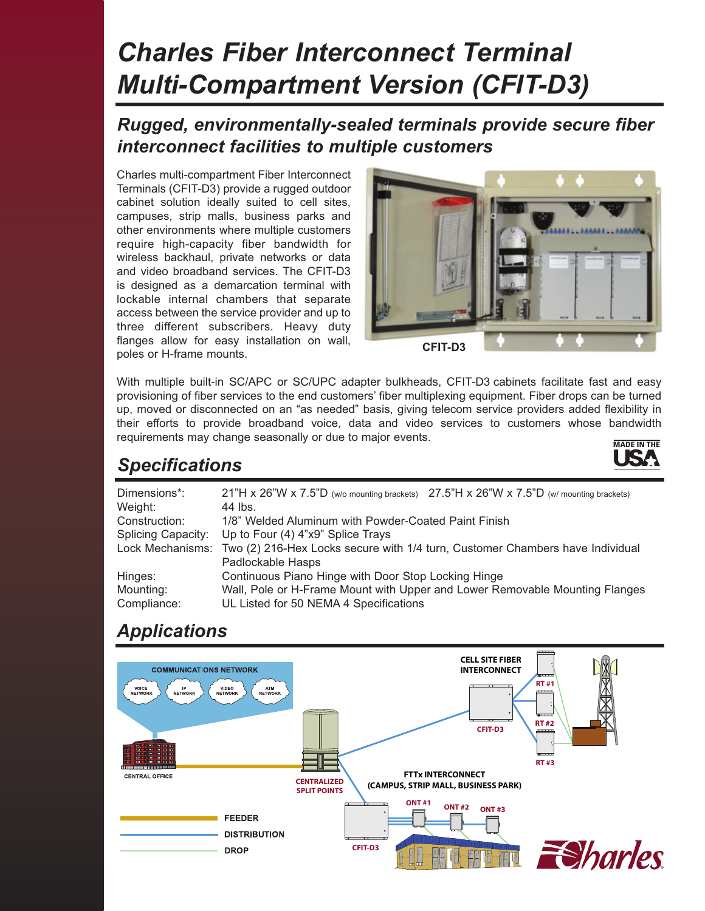# Charles Fiber Interconnect Terminal Multi-Compartment Version (CFIT-D3)

## *Rugged, environmentally-sealed terminals provide secure fiber interconnect facilities to multiple customers*

Charles multi-compartment Fiber Interconnect Terminals (CFIT-D3) provide a rugged outdoor cabinet solution ideally suited to cell sites, campuses, strip malls, business parks and other environments where multiple customers require high-capacity fiber bandwidth for wireless backhaul, private networks or data and video broadband services. The CFIT-D3 is designed as a demarcation terminal with lockable internal chambers that separate access between the service provider and up to three different subscribers. Heavy duty flanges allow for easy installation on wall, poles or H-frame mounts.

CFIT-D3

With multiple built-in SC/APC or SC/UPC adapter bulkheads, CFIT-D3 cabinets facilitate fast and easy provisioning of fiber services to the end customers' fiber multiplexing equipment. Fiber drops can be turned up, moved or disconnected on an "as needed" basis, giving telecom service providers added flexibility in their efforts to provide broadband voice, data and video services to customers whose bandwidth requirements may change seasonally or due to major events.

MADE IN THE USA

## Specifications

| | |
|---|---|
| Dimensions*: | 21"H x 26"W x 7.5"D (w/o mounting brackets) 27.5"H x 26"W x 7.5"D (w/ mounting brackets) |
| Weight: | 44 lbs. |
| Construction: | 1/8" Welded Aluminum with Powder-Coated Paint Finish |
| Splicing Capacity: | Up to Four (4) 4"x9" Splice Trays |
| Lock Mechanisms: | Two (2) 216-Hex Locks secure with 1/4 turn, Customer Chambers have Individual Padlockable Hasps |
| Hinges: | Continuous Piano Hinge with Door Stop Locking Hinge |
| Mounting: | Wall, Pole or H-Frame Mount with Upper and Lower Removable Mounting Flanges |
| Compliance: | UL Listed for 50 NEMA 4 Specifications |

## Applications

COMMUNICATIONS NETWORK: VOICE NETWORK, IP NETWORK, VIDEO NETWORK, ATM NETWORK

CENTRAL OFFICE

CENTRALIZED SPLIT POINTS

CELL SITE FIBER INTERCONNECT — CFIT-D3 — RT #1, RT #2, RT #3

FTTx INTERCONNECT (CAMPUS, STRIP MALL, BUSINESS PARK) — CFIT-D3 — ONT #1, ONT #2, ONT #3

FEEDER
DISTRIBUTION
DROP

Charles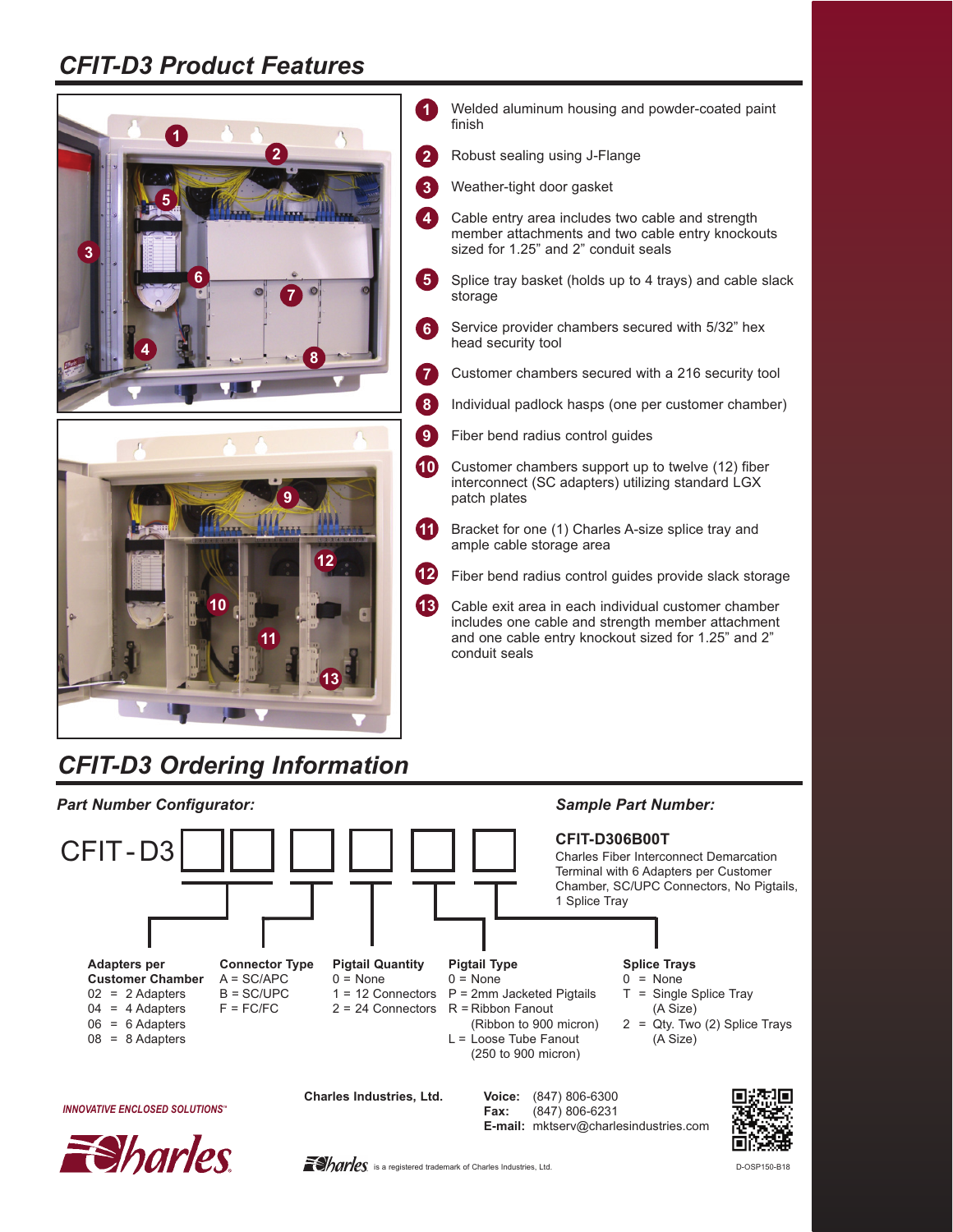## CFIT-D3 Product Features

1. Welded aluminum housing and powder-coated paint finish
2. Robust sealing using J-Flange
3. Weather-tight door gasket
4. Cable entry area includes two cable and strength member attachments and two cable entry knockouts sized for 1.25" and 2" conduit seals
5. Splice tray basket (holds up to 4 trays) and cable slack storage
6. Service provider chambers secured with 5/32" hex head security tool
7. Customer chambers secured with a 216 security tool
8. Individual padlock hasps (one per customer chamber)
9. Fiber bend radius control guides
10. Customer chambers support up to twelve (12) fiber interconnect (SC adapters) utilizing standard LGX patch plates
11. Bracket for one (1) Charles A-size splice tray and ample cable storage area
12. Fiber bend radius control guides provide slack storage
13. Cable exit area in each individual customer chamber includes one cable and strength member attachment and one cable entry knockout sized for 1.25" and 2" conduit seals

## CFIT-D3 Ordering Information

### Part Number Configurator:

CFIT-D3 ☐☐ ☐ ☐ ☐ ☐

**Adapters per Customer Chamber**
- 02 = 2 Adapters
- 04 = 4 Adapters
- 06 = 6 Adapters
- 08 = 8 Adapters

**Connector Type**
- A = SC/APC
- B = SC/UPC
- F = FC/FC

**Pigtail Quantity**
- 0 = None
- 1 = 12 Connectors
- 2 = 24 Connectors

**Pigtail Type**
- 0 = None
- P = 2mm Jacketed Pigtails
- R = Ribbon Fanout (Ribbon to 900 micron)
- L = Loose Tube Fanout (250 to 900 micron)

**Splice Trays**
- 0 = None
- T = Single Splice Tray (A Size)
- 2 = Qty. Two (2) Splice Trays (A Size)

### Sample Part Number:

**CFIT-D306B00T**

Charles Fiber Interconnect Demarcation Terminal with 6 Adapters per Customer Chamber, SC/UPC Connectors, No Pigtails, 1 Splice Tray

*INNOVATIVE ENCLOSED SOLUTIONS*™

**Charles Industries, Ltd.**

**Voice:** (847) 806-6300
**Fax:** (847) 806-6231
**E-mail:** mktserv@charlesindustries.com

Charles is a registered trademark of Charles Industries, Ltd.

D-OSP150-B18